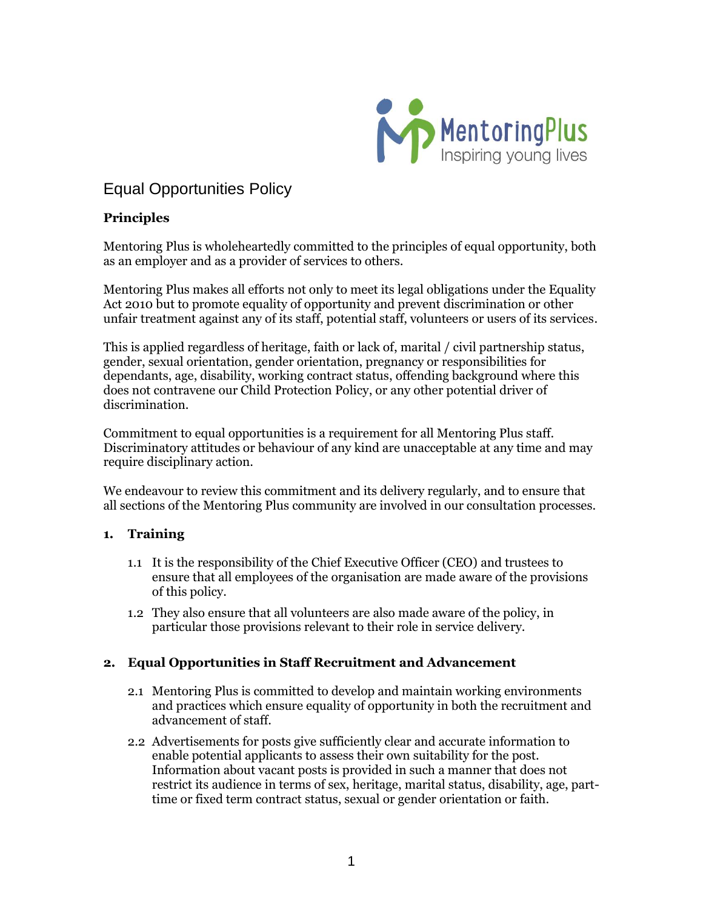MentoringPlus
Inspiring young lives

# Equal Opportunities Policy

## Principles

Mentoring Plus is wholeheartedly committed to the principles of equal opportunity, both as an employer and as a provider of services to others.

Mentoring Plus makes all efforts not only to meet its legal obligations under the Equality Act 2010 but to promote equality of opportunity and prevent discrimination or other unfair treatment against any of its staff, potential staff, volunteers or users of its services.

This is applied regardless of heritage, faith or lack of, marital / civil partnership status, gender, sexual orientation, gender orientation, pregnancy or responsibilities for dependants, age, disability, working contract status, offending background where this does not contravene our Child Protection Policy, or any other potential driver of discrimination.

Commitment to equal opportunities is a requirement for all Mentoring Plus staff. Discriminatory attitudes or behaviour of any kind are unacceptable at any time and may require disciplinary action.

We endeavour to review this commitment and its delivery regularly, and to ensure that all sections of the Mentoring Plus community are involved in our consultation processes.

### 1. Training

1.1 It is the responsibility of the Chief Executive Officer (CEO) and trustees to ensure that all employees of the organisation are made aware of the provisions of this policy.

1.2 They also ensure that all volunteers are also made aware of the policy, in particular those provisions relevant to their role in service delivery.

### 2. Equal Opportunities in Staff Recruitment and Advancement

2.1 Mentoring Plus is committed to develop and maintain working environments and practices which ensure equality of opportunity in both the recruitment and advancement of staff.

2.2 Advertisements for posts give sufficiently clear and accurate information to enable potential applicants to assess their own suitability for the post. Information about vacant posts is provided in such a manner that does not restrict its audience in terms of sex, heritage, marital status, disability, age, part-time or fixed term contract status, sexual or gender orientation or faith.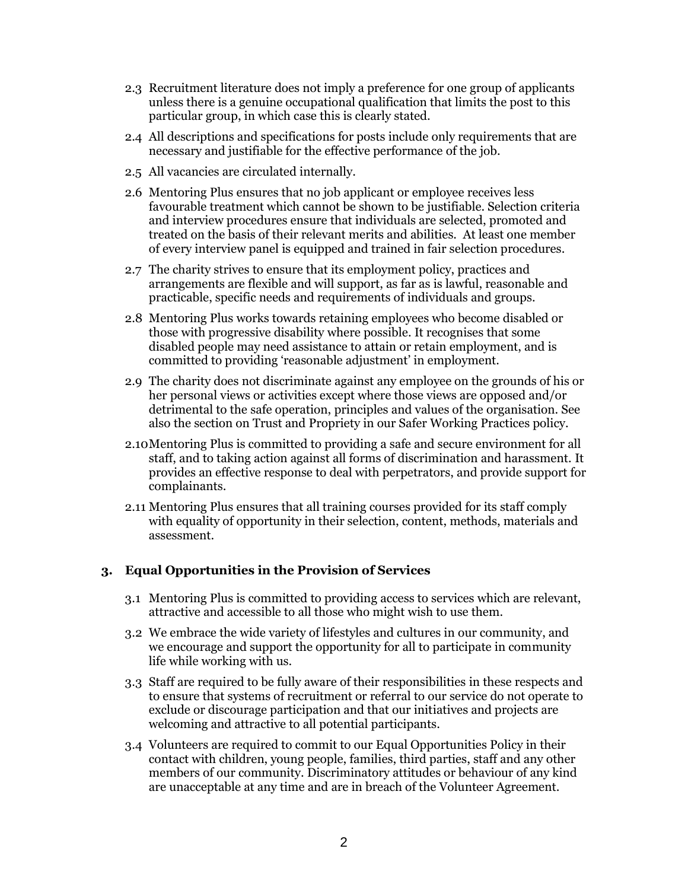2.3 Recruitment literature does not imply a preference for one group of applicants unless there is a genuine occupational qualification that limits the post to this particular group, in which case this is clearly stated.

2.4 All descriptions and specifications for posts include only requirements that are necessary and justifiable for the effective performance of the job.

2.5 All vacancies are circulated internally.

2.6 Mentoring Plus ensures that no job applicant or employee receives less favourable treatment which cannot be shown to be justifiable. Selection criteria and interview procedures ensure that individuals are selected, promoted and treated on the basis of their relevant merits and abilities. At least one member of every interview panel is equipped and trained in fair selection procedures.

2.7 The charity strives to ensure that its employment policy, practices and arrangements are flexible and will support, as far as is lawful, reasonable and practicable, specific needs and requirements of individuals and groups.

2.8 Mentoring Plus works towards retaining employees who become disabled or those with progressive disability where possible. It recognises that some disabled people may need assistance to attain or retain employment, and is committed to providing 'reasonable adjustment' in employment.

2.9 The charity does not discriminate against any employee on the grounds of his or her personal views or activities except where those views are opposed and/or detrimental to the safe operation, principles and values of the organisation. See also the section on Trust and Propriety in our Safer Working Practices policy.

2.10 Mentoring Plus is committed to providing a safe and secure environment for all staff, and to taking action against all forms of discrimination and harassment. It provides an effective response to deal with perpetrators, and provide support for complainants.

2.11 Mentoring Plus ensures that all training courses provided for its staff comply with equality of opportunity in their selection, content, methods, materials and assessment.

## 3. Equal Opportunities in the Provision of Services

3.1 Mentoring Plus is committed to providing access to services which are relevant, attractive and accessible to all those who might wish to use them.

3.2 We embrace the wide variety of lifestyles and cultures in our community, and we encourage and support the opportunity for all to participate in community life while working with us.

3.3 Staff are required to be fully aware of their responsibilities in these respects and to ensure that systems of recruitment or referral to our service do not operate to exclude or discourage participation and that our initiatives and projects are welcoming and attractive to all potential participants.

3.4 Volunteers are required to commit to our Equal Opportunities Policy in their contact with children, young people, families, third parties, staff and any other members of our community. Discriminatory attitudes or behaviour of any kind are unacceptable at any time and are in breach of the Volunteer Agreement.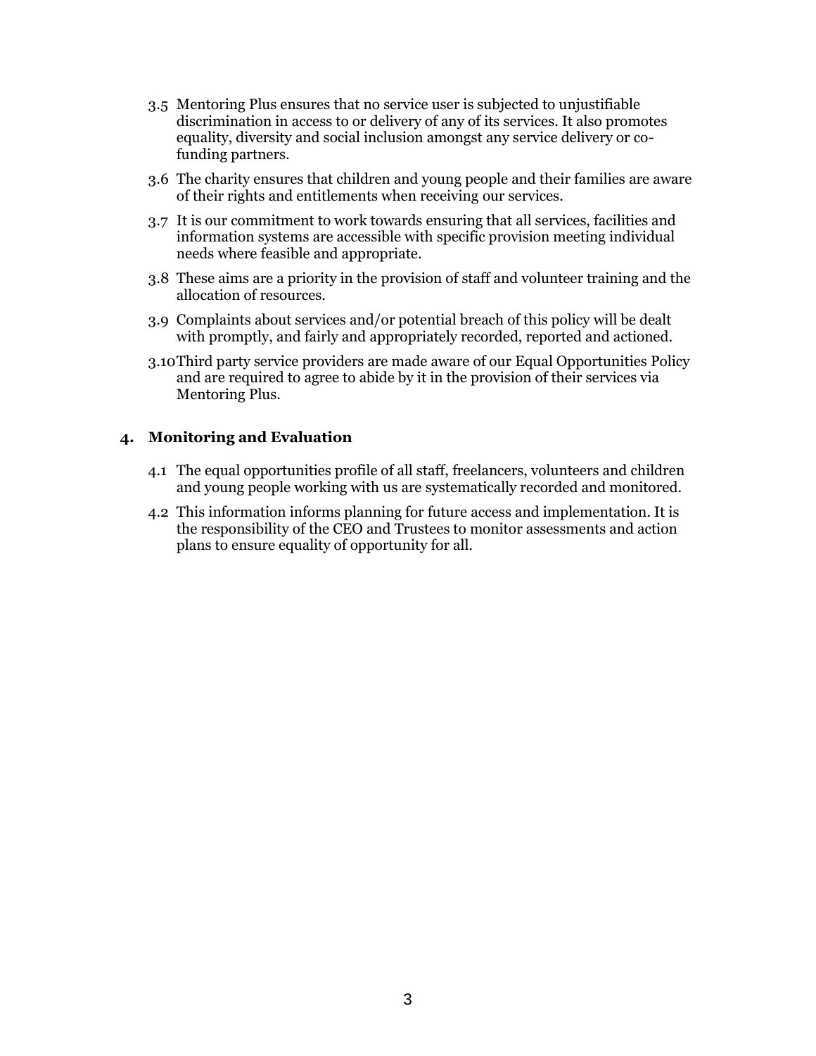3.5 Mentoring Plus ensures that no service user is subjected to unjustifiable discrimination in access to or delivery of any of its services. It also promotes equality, diversity and social inclusion amongst any service delivery or co-funding partners.

3.6 The charity ensures that children and young people and their families are aware of their rights and entitlements when receiving our services.

3.7 It is our commitment to work towards ensuring that all services, facilities and information systems are accessible with specific provision meeting individual needs where feasible and appropriate.

3.8 These aims are a priority in the provision of staff and volunteer training and the allocation of resources.

3.9 Complaints about services and/or potential breach of this policy will be dealt with promptly, and fairly and appropriately recorded, reported and actioned.

3.10 Third party service providers are made aware of our Equal Opportunities Policy and are required to agree to abide by it in the provision of their services via Mentoring Plus.

## 4. Monitoring and Evaluation

4.1 The equal opportunities profile of all staff, freelancers, volunteers and children and young people working with us are systematically recorded and monitored.

4.2 This information informs planning for future access and implementation. It is the responsibility of the CEO and Trustees to monitor assessments and action plans to ensure equality of opportunity for all.